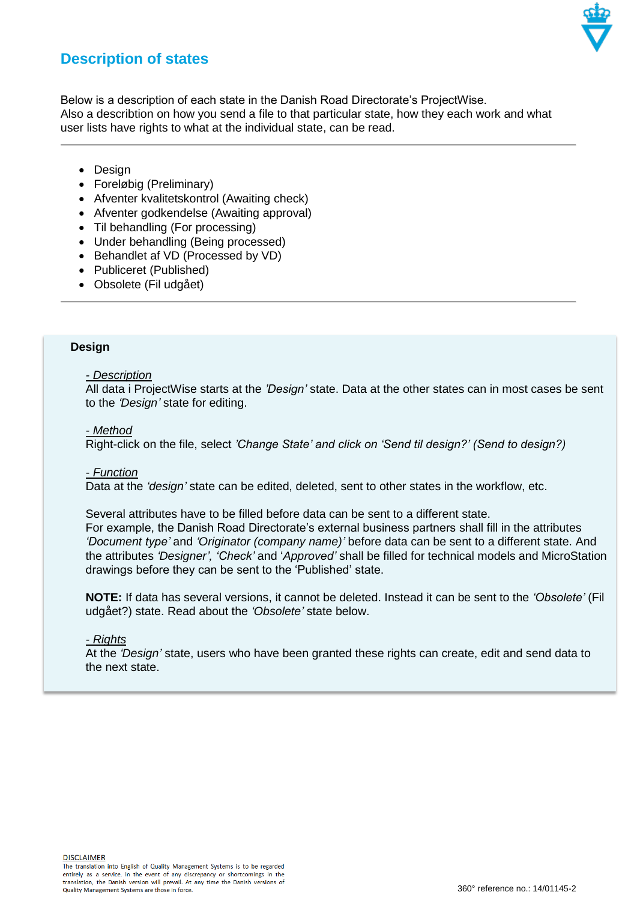# Description of states

Below is a description of each state in the Danish Road Directorate's ProjectWise.
Also a describtion on how you send a file to that particular state, how they each work and what user lists have rights to what at the individual state, can be read.

---

- Design
- Foreløbig (Preliminary)
- Afventer kvalitetskontrol (Awaiting check)
- Afventer godkendelse (Awaiting approval)
- Til behandling (For processing)
- Under behandling (Being processed)
- Behandlet af VD (Processed by VD)
- Publiceret (Published)
- Obsolete (Fil udgået)

---

## Design

*- Description*
All data i ProjectWise starts at the *'Design'* state. Data at the other states can in most cases be sent to the *'Design'* state for editing.

*- Method*
Right-click on the file, select *'Change State' and click on 'Send til design?' (Send to design?)*

*- Function*
Data at the *'design'* state can be edited, deleted, sent to other states in the workflow, etc.

Several attributes have to be filled before data can be sent to a different state.
For example, the Danish Road Directorate's external business partners shall fill in the attributes *'Document type'* and *'Originator (company name)'* before data can be sent to a different state. And the attributes *'Designer', 'Check'* and *'Approved'* shall be filled for technical models and MicroStation drawings before they can be sent to the 'Published' state.

**NOTE:** If data has several versions, it cannot be deleted. Instead it can be sent to the *'Obsolete'* (Fil udgået?) state. Read about the *'Obsolete'* state below.

*- Rights*
At the *'Design'* state, users who have been granted these rights can create, edit and send data to the next state.

DISCLAIMER
The translation into English of Quality Management Systems is to be regarded entirely as a service. In the event of any discrepancy or shortcomings in the translation, the Danish version will prevail. At any time the Danish versions of Quality Management Systems are those in force.

360° reference no.: 14/01145-2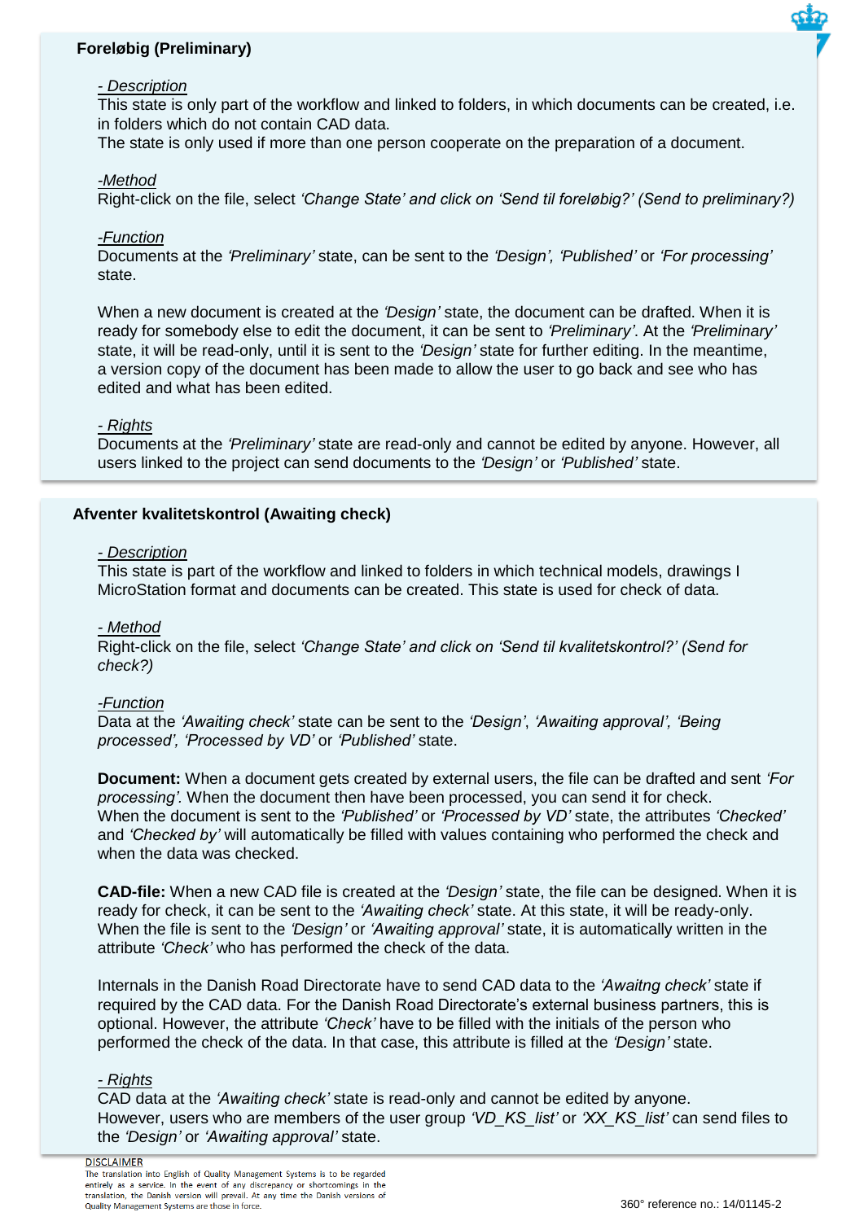## Foreløbig (Preliminary)

*- Description*

This state is only part of the workflow and linked to folders, in which documents can be created, i.e. in folders which do not contain CAD data.
The state is only used if more than one person cooperate on the preparation of a document.

*-Method*

Right-click on the file, select *'Change State' and click on 'Send til foreløbig?' (Send to preliminary?)*

*-Function*

Documents at the *'Preliminary'* state, can be sent to the *'Design', 'Published'* or *'For processing'* state.

When a new document is created at the *'Design'* state, the document can be drafted. When it is ready for somebody else to edit the document, it can be sent to *'Preliminary'*. At the *'Preliminary'* state, it will be read-only, until it is sent to the *'Design'* state for further editing. In the meantime, a version copy of the document has been made to allow the user to go back and see who has edited and what has been edited.

*- Rights*

Documents at the *'Preliminary'* state are read-only and cannot be edited by anyone. However, all users linked to the project can send documents to the *'Design'* or *'Published'* state.

## Afventer kvalitetskontrol (Awaiting check)

*- Description*

This state is part of the workflow and linked to folders in which technical models, drawings I MicroStation format and documents can be created. This state is used for check of data.

*- Method*

Right-click on the file, select *'Change State' and click on 'Send til kvalitetskontrol?' (Send for check?)*

*-Function*

Data at the *'Awaiting check'* state can be sent to the *'Design'*, *'Awaiting approval', 'Being processed', 'Processed by VD'* or *'Published'* state.

**Document:** When a document gets created by external users, the file can be drafted and sent *'For processing'*. When the document then have been processed, you can send it for check.
When the document is sent to the *'Published'* or *'Processed by VD'* state, the attributes *'Checked'* and *'Checked by'* will automatically be filled with values containing who performed the check and when the data was checked.

**CAD-file:** When a new CAD file is created at the *'Design'* state, the file can be designed. When it is ready for check, it can be sent to the *'Awaiting check'* state. At this state, it will be ready-only.
When the file is sent to the *'Design'* or *'Awaiting approval'* state, it is automatically written in the attribute *'Check'* who has performed the check of the data.

Internals in the Danish Road Directorate have to send CAD data to the *'Awaitng check'* state if required by the CAD data. For the Danish Road Directorate's external business partners, this is optional. However, the attribute *'Check'* have to be filled with the initials of the person who performed the check of the data. In that case, this attribute is filled at the *'Design'* state.

*- Rights*

CAD data at the *'Awaiting check'* state is read-only and cannot be edited by anyone.
However, users who are members of the user group *'VD_KS_list'* or *'XX_KS_list'* can send files to the *'Design'* or *'Awaiting approval'* state.

DISCLAIMER
The translation into English of Quality Management Systems is to be regarded entirely as a service. In the event of any discrepancy or shortcomings in the translation, the Danish version will prevail. At any time the Danish versions of Quality Management Systems are those in force.

360° reference no.: 14/01145-2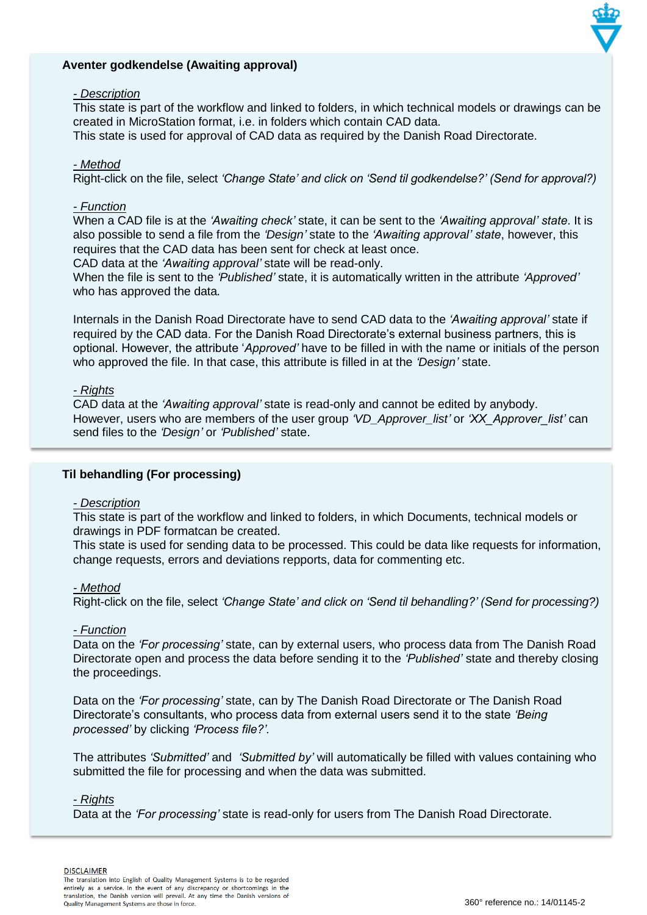## Aventer godkendelse (Awaiting approval)

*- Description*

This state is part of the workflow and linked to folders, in which technical models or drawings can be created in MicroStation format, i.e. in folders which contain CAD data.
This state is used for approval of CAD data as required by the Danish Road Directorate.

*- Method*

Right-click on the file, select *'Change State' and click on 'Send til godkendelse?' (Send for approval?)*

*- Function*

When a CAD file is at the *'Awaiting check'* state, it can be sent to the *'Awaiting approval' state*. It is also possible to send a file from the *'Design'* state to the *'Awaiting approval' state*, however, this requires that the CAD data has been sent for check at least once.
CAD data at the *'Awaiting approval'* state will be read-only.
When the file is sent to the *'Published'* state, it is automatically written in the attribute *'Approved'* who has approved the data.

Internals in the Danish Road Directorate have to send CAD data to the *'Awaiting approval'* state if required by the CAD data. For the Danish Road Directorate's external business partners, this is optional. However, the attribute '*Approved'* have to be filled in with the name or initials of the person who approved the file. In that case, this attribute is filled in at the *'Design'* state.

*- Rights*

CAD data at the *'Awaiting approval'* state is read-only and cannot be edited by anybody.
However, users who are members of the user group *'VD_Approver_list'* or *'XX_Approver_list'* can send files to the *'Design'* or *'Published'* state.

## Til behandling (For processing)

*- Description*

This state is part of the workflow and linked to folders, in which Documents, technical models or drawings in PDF formatcan be created.
This state is used for sending data to be processed. This could be data like requests for information, change requests, errors and deviations repports, data for commenting etc.

*- Method*

Right-click on the file, select *'Change State' and click on 'Send til behandling?' (Send for processing?)*

*- Function*

Data on the *'For processing'* state, can by external users, who process data from The Danish Road Directorate open and process the data before sending it to the *'Published'* state and thereby closing the proceedings.

Data on the *'For processing'* state, can by The Danish Road Directorate or The Danish Road Directorate's consultants, who process data from external users send it to the state *'Being processed'* by clicking *'Process file?'.*

The attributes *'Submitted'* and *'Submitted by'* will automatically be filled with values containing who submitted the file for processing and when the data was submitted.

*- Rights*

Data at the *'For processing'* state is read-only for users from The Danish Road Directorate.

DISCLAIMER
The translation into English of Quality Management Systems is to be regarded entirely as a service. In the event of any discrepancy or shortcomings in the translation, the Danish version will prevail. At any time the Danish versions of Quality Management Systems are those in force.

360° reference no.: 14/01145-2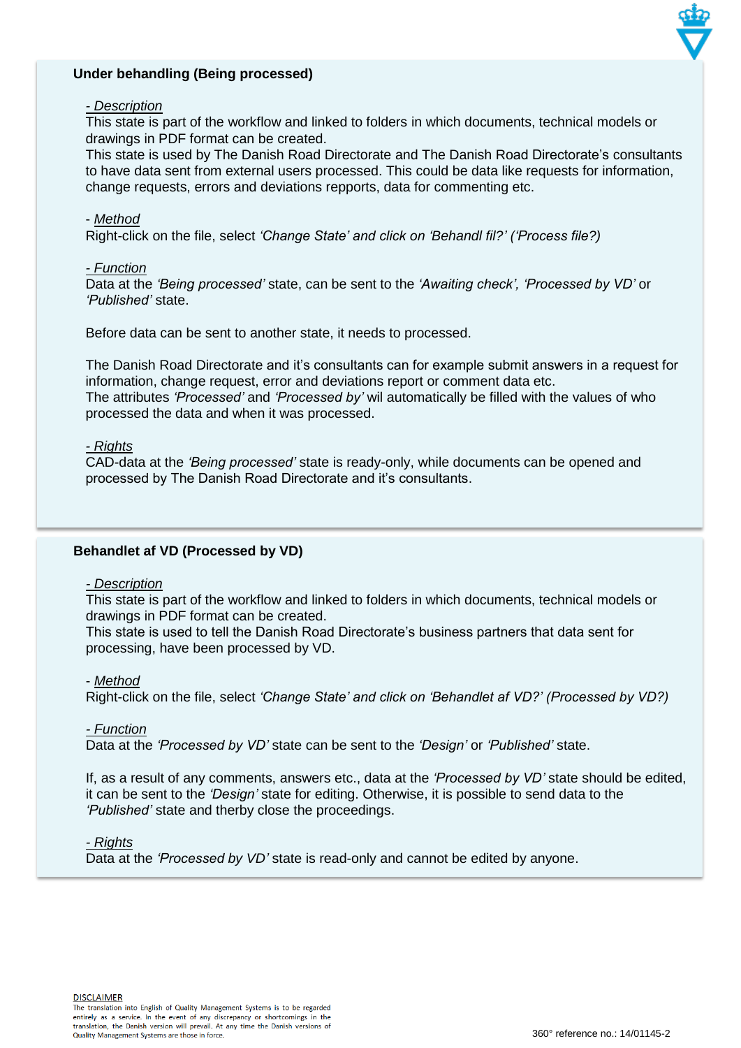### Under behandling (Being processed)

*- Description*

This state is part of the workflow and linked to folders in which documents, technical models or drawings in PDF format can be created.
This state is used by The Danish Road Directorate and The Danish Road Directorate's consultants to have data sent from external users processed. This could be data like requests for information, change requests, errors and deviations repports, data for commenting etc.

- *Method*

Right-click on the file, select *'Change State' and click on 'Behandl fil?' ('Process file?)*

*- Function*

Data at the *'Being processed'* state, can be sent to the *'Awaiting check', 'Processed by VD'* or *'Published'* state.

Before data can be sent to another state, it needs to processed.

The Danish Road Directorate and it's consultants can for example submit answers in a request for information, change request, error and deviations report or comment data etc.
The attributes *'Processed'* and *'Processed by'* wil automatically be filled with the values of who processed the data and when it was processed.

*- Rights*

CAD-data at the *'Being processed'* state is ready-only, while documents can be opened and processed by The Danish Road Directorate and it's consultants.

### Behandlet af VD (Processed by VD)

*- Description*

This state is part of the workflow and linked to folders in which documents, technical models or drawings in PDF format can be created.
This state is used to tell the Danish Road Directorate's business partners that data sent for processing, have been processed by VD.

- *Method*

Right-click on the file, select *'Change State' and click on 'Behandlet af VD?' (Processed by VD?)*

*- Function*

Data at the *'Processed by VD'* state can be sent to the *'Design'* or *'Published'* state.

If, as a result of any comments, answers etc., data at the *'Processed by VD'* state should be edited, it can be sent to the *'Design'* state for editing. Otherwise, it is possible to send data to the *'Published'* state and therby close the proceedings.

*- Rights*

Data at the *'Processed by VD'* state is read-only and cannot be edited by anyone.

DISCLAIMER
The translation into English of Quality Management Systems is to be regarded entirely as a service. In the event of any discrepancy or shortcomings in the translation, the Danish version will prevail. At any time the Danish versions of Quality Management Systems are those in force.

360° reference no.: 14/01145-2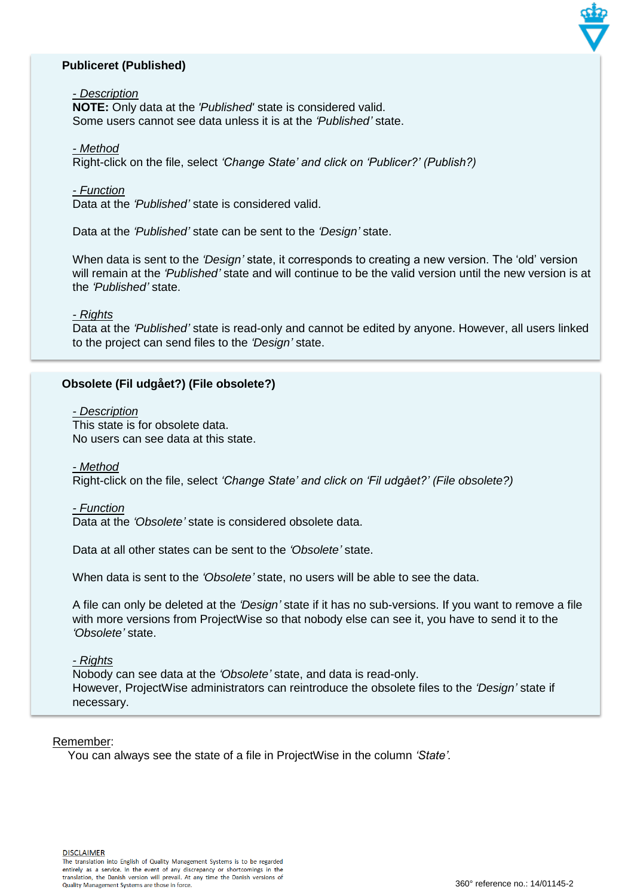### Publiceret (Published)

<u>*- Description*</u>
**NOTE:** Only data at the *'Published'* state is considered valid.
Some users cannot see data unless it is at the *'Published'* state.

<u>*- Method*</u>
Right-click on the file, select *'Change State' and click on 'Publicer?' (Publish?)*

<u>*- Function*</u>
Data at the *'Published'* state is considered valid.

Data at the *'Published'* state can be sent to the *'Design'* state.

When data is sent to the *'Design'* state, it corresponds to creating a new version. The 'old' version will remain at the *'Published'* state and will continue to be the valid version until the new version is at the *'Published'* state.

<u>*- Rights*</u>
Data at the *'Published'* state is read-only and cannot be edited by anyone. However, all users linked to the project can send files to the *'Design'* state.

### Obsolete (Fil udgået?) (File obsolete?)

<u>*- Description*</u>
This state is for obsolete data.
No users can see data at this state.

<u>*- Method*</u>
Right-click on the file, select *'Change State' and click on 'Fil udgået?' (File obsolete?)*

<u>*- Function*</u>
Data at the *'Obsolete'* state is considered obsolete data.

Data at all other states can be sent to the *'Obsolete'* state.

When data is sent to the *'Obsolete'* state, no users will be able to see the data.

A file can only be deleted at the *'Design'* state if it has no sub-versions. If you want to remove a file with more versions from ProjectWise so that nobody else can see it, you have to send it to the *'Obsolete'* state.

<u>*- Rights*</u>
Nobody can see data at the *'Obsolete'* state, and data is read-only.
However, ProjectWise administrators can reintroduce the obsolete files to the *'Design'* state if necessary.

<u>Remember</u>:
You can always see the state of a file in ProjectWise in the column *'State'.*

DISCLAIMER
The translation into English of Quality Management Systems is to be regarded entirely as a service. In the event of any discrepancy or shortcomings in the translation, the Danish version will prevail. At any time the Danish versions of Quality Management Systems are those in force.

360° reference no.: 14/01145-2